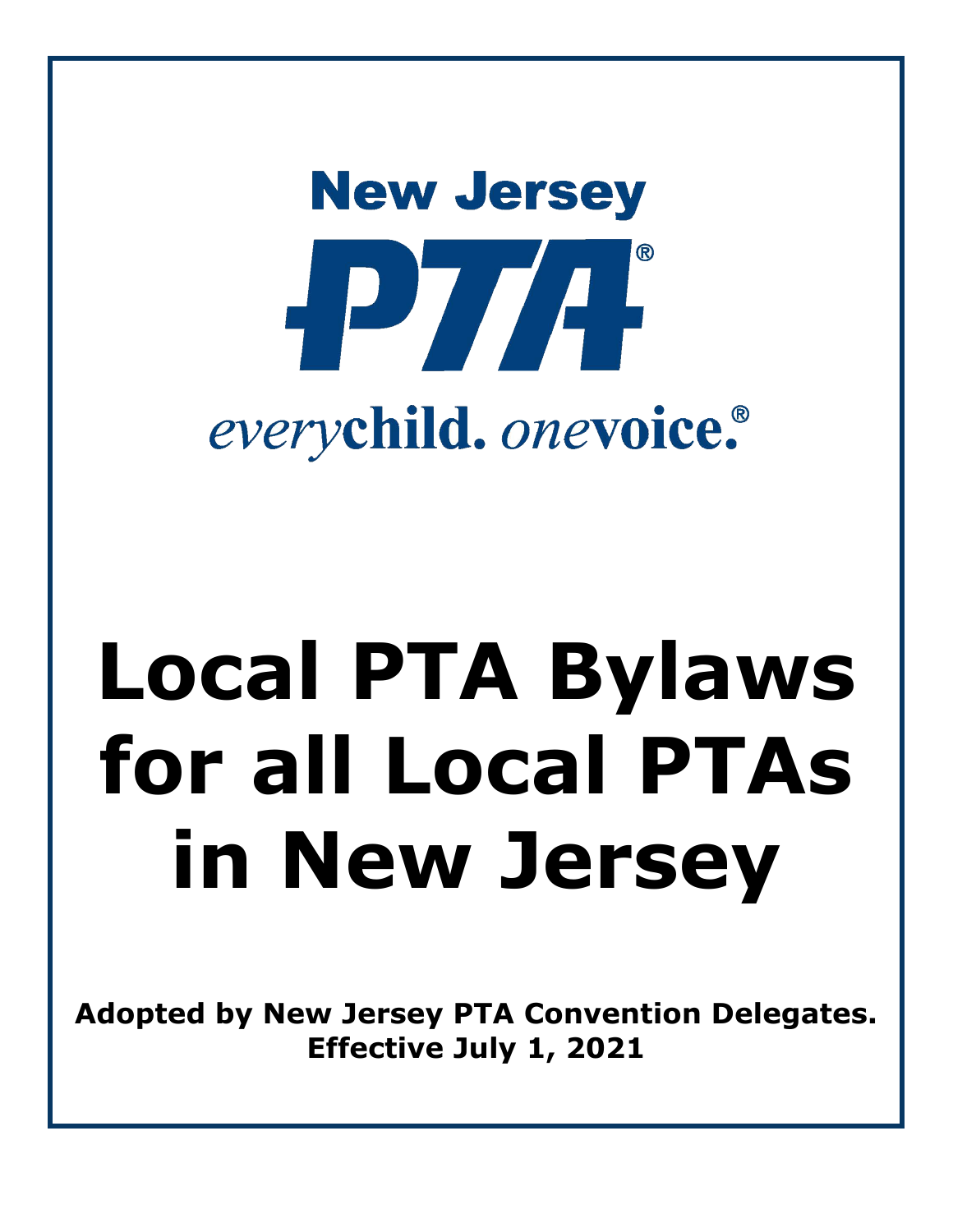New Jersey

PTA®

*every*child. *one*voice.®

# Local PTA Bylaws for all Local PTAs in New Jersey

**Adopted by New Jersey PTA Convention Delegates.**
**Effective July 1, 2021**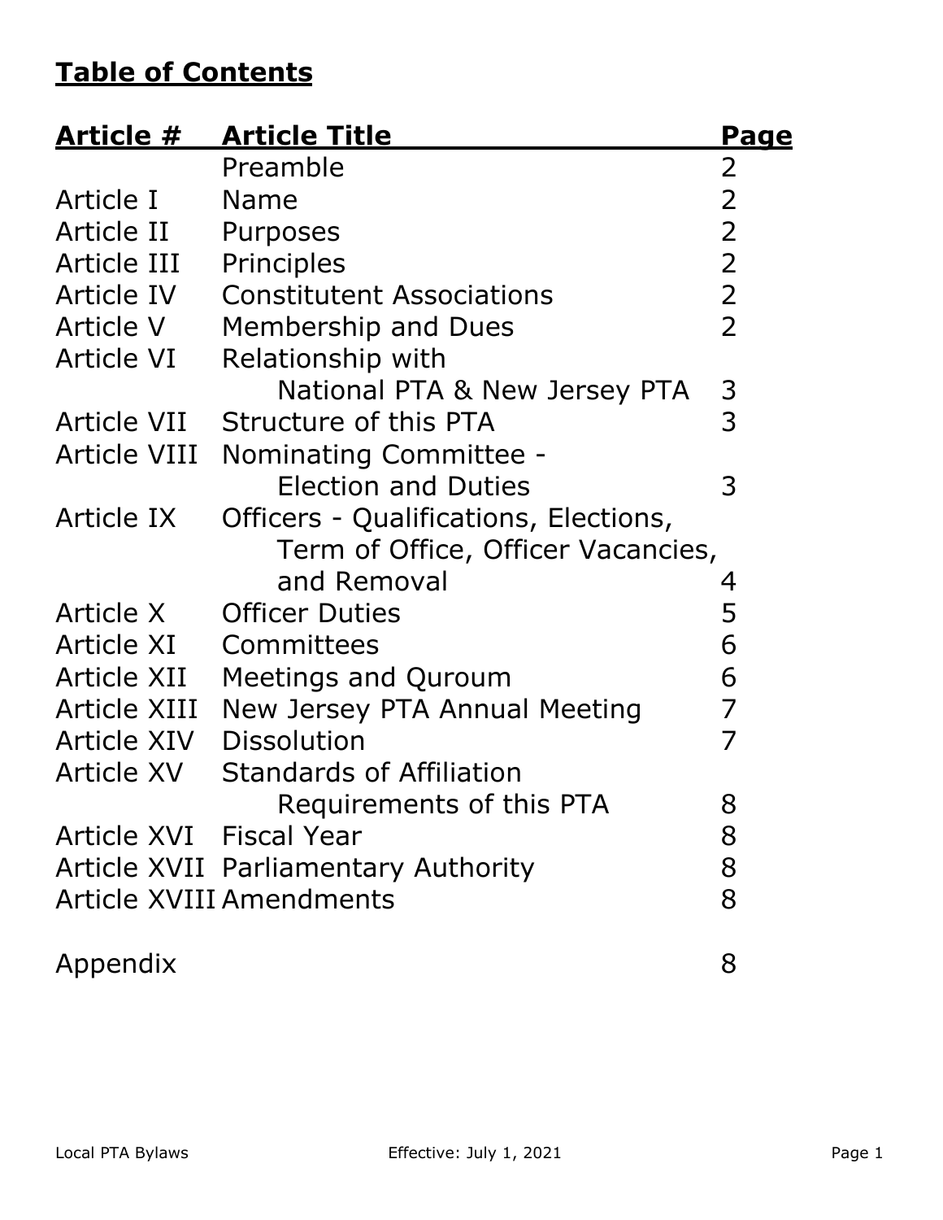## **Table of Contents**

| Article # | Article Title | Page |
|---|---|---|
| | Preamble | 2 |
| Article I | Name | 2 |
| Article II | Purposes | 2 |
| Article III | Principles | 2 |
| Article IV | Constitutent Associations | 2 |
| Article V | Membership and Dues | 2 |
| Article VI | Relationship with National PTA & New Jersey PTA | 3 |
| Article VII | Structure of this PTA | 3 |
| Article VIII | Nominating Committee - Election and Duties | 3 |
| Article IX | Officers - Qualifications, Elections, Term of Office, Officer Vacancies, and Removal | 4 |
| Article X | Officer Duties | 5 |
| Article XI | Committees | 6 |
| Article XII | Meetings and Quroum | 6 |
| Article XIII | New Jersey PTA Annual Meeting | 7 |
| Article XIV | Dissolution | 7 |
| Article XV | Standards of Affiliation Requirements of this PTA | 8 |
| Article XVI | Fiscal Year | 8 |
| Article XVII | Parliamentary Authority | 8 |
| Article XVIII | Amendments | 8 |
| Appendix | | 8 |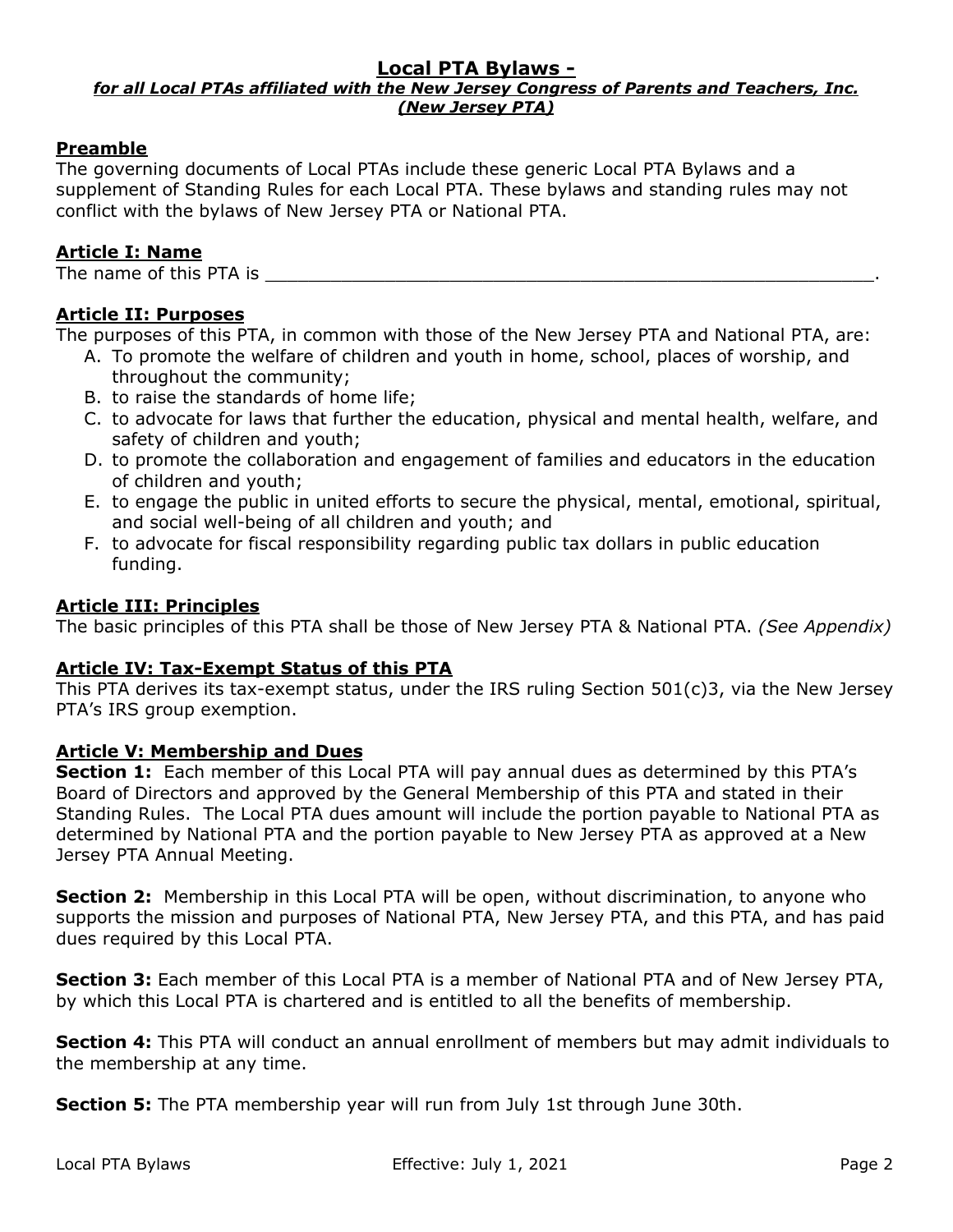## Local PTA Bylaws -

***for all Local PTAs affiliated with the New Jersey Congress of Parents and Teachers, Inc. (New Jersey PTA)***

### Preamble

The governing documents of Local PTAs include these generic Local PTA Bylaws and a supplement of Standing Rules for each Local PTA. These bylaws and standing rules may not conflict with the bylaws of New Jersey PTA or National PTA.

### Article I: Name

The name of this PTA is ___________________________________________________________.

### Article II: Purposes

The purposes of this PTA, in common with those of the New Jersey PTA and National PTA, are:

A. To promote the welfare of children and youth in home, school, places of worship, and throughout the community;
B. to raise the standards of home life;
C. to advocate for laws that further the education, physical and mental health, welfare, and safety of children and youth;
D. to promote the collaboration and engagement of families and educators in the education of children and youth;
E. to engage the public in united efforts to secure the physical, mental, emotional, spiritual, and social well-being of all children and youth; and
F. to advocate for fiscal responsibility regarding public tax dollars in public education funding.

### Article III: Principles

The basic principles of this PTA shall be those of New Jersey PTA & National PTA. *(See Appendix)*

### Article IV: Tax-Exempt Status of this PTA

This PTA derives its tax-exempt status, under the IRS ruling Section 501(c)3, via the New Jersey PTA's IRS group exemption.

### Article V: Membership and Dues

**Section 1:** Each member of this Local PTA will pay annual dues as determined by this PTA's Board of Directors and approved by the General Membership of this PTA and stated in their Standing Rules. The Local PTA dues amount will include the portion payable to National PTA as determined by National PTA and the portion payable to New Jersey PTA as approved at a New Jersey PTA Annual Meeting.

**Section 2:** Membership in this Local PTA will be open, without discrimination, to anyone who supports the mission and purposes of National PTA, New Jersey PTA, and this PTA, and has paid dues required by this Local PTA.

**Section 3:** Each member of this Local PTA is a member of National PTA and of New Jersey PTA, by which this Local PTA is chartered and is entitled to all the benefits of membership.

**Section 4:** This PTA will conduct an annual enrollment of members but may admit individuals to the membership at any time.

**Section 5:** The PTA membership year will run from July 1st through June 30th.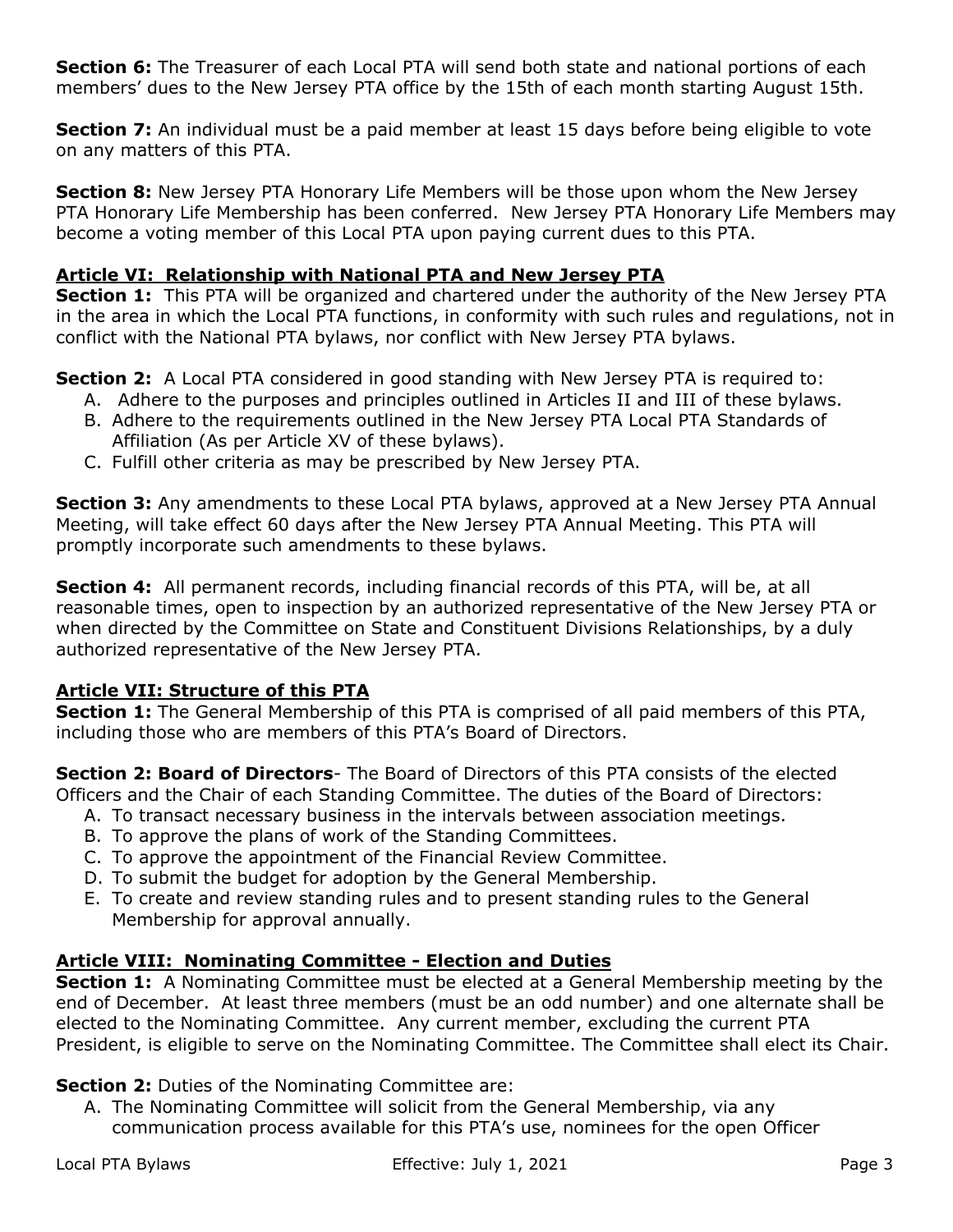**Section 6:** The Treasurer of each Local PTA will send both state and national portions of each members' dues to the New Jersey PTA office by the 15th of each month starting August 15th.

**Section 7:** An individual must be a paid member at least 15 days before being eligible to vote on any matters of this PTA.

**Section 8:** New Jersey PTA Honorary Life Members will be those upon whom the New Jersey PTA Honorary Life Membership has been conferred. New Jersey PTA Honorary Life Members may become a voting member of this Local PTA upon paying current dues to this PTA.

## Article VI: Relationship with National PTA and New Jersey PTA

**Section 1:** This PTA will be organized and chartered under the authority of the New Jersey PTA in the area in which the Local PTA functions, in conformity with such rules and regulations, not in conflict with the National PTA bylaws, nor conflict with New Jersey PTA bylaws.

**Section 2:** A Local PTA considered in good standing with New Jersey PTA is required to:

A. Adhere to the purposes and principles outlined in Articles II and III of these bylaws.
B. Adhere to the requirements outlined in the New Jersey PTA Local PTA Standards of Affiliation (As per Article XV of these bylaws).
C. Fulfill other criteria as may be prescribed by New Jersey PTA.

**Section 3:** Any amendments to these Local PTA bylaws, approved at a New Jersey PTA Annual Meeting, will take effect 60 days after the New Jersey PTA Annual Meeting. This PTA will promptly incorporate such amendments to these bylaws.

**Section 4:** All permanent records, including financial records of this PTA, will be, at all reasonable times, open to inspection by an authorized representative of the New Jersey PTA or when directed by the Committee on State and Constituent Divisions Relationships, by a duly authorized representative of the New Jersey PTA.

## Article VII: Structure of this PTA

**Section 1:** The General Membership of this PTA is comprised of all paid members of this PTA, including those who are members of this PTA's Board of Directors.

**Section 2: Board of Directors**- The Board of Directors of this PTA consists of the elected Officers and the Chair of each Standing Committee. The duties of the Board of Directors:

A. To transact necessary business in the intervals between association meetings.
B. To approve the plans of work of the Standing Committees.
C. To approve the appointment of the Financial Review Committee.
D. To submit the budget for adoption by the General Membership.
E. To create and review standing rules and to present standing rules to the General Membership for approval annually.

## Article VIII: Nominating Committee - Election and Duties

**Section 1:** A Nominating Committee must be elected at a General Membership meeting by the end of December. At least three members (must be an odd number) and one alternate shall be elected to the Nominating Committee. Any current member, excluding the current PTA President, is eligible to serve on the Nominating Committee. The Committee shall elect its Chair.

**Section 2:** Duties of the Nominating Committee are:

A. The Nominating Committee will solicit from the General Membership, via any communication process available for this PTA's use, nominees for the open Officer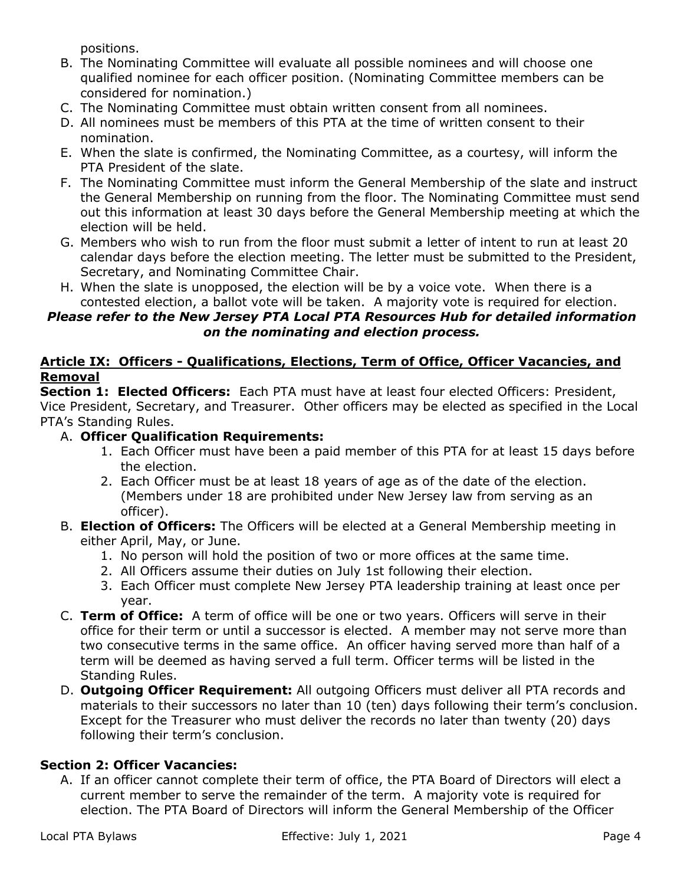positions.

B. The Nominating Committee will evaluate all possible nominees and will choose one qualified nominee for each officer position. (Nominating Committee members can be considered for nomination.)
C. The Nominating Committee must obtain written consent from all nominees.
D. All nominees must be members of this PTA at the time of written consent to their nomination.
E. When the slate is confirmed, the Nominating Committee, as a courtesy, will inform the PTA President of the slate.
F. The Nominating Committee must inform the General Membership of the slate and instruct the General Membership on running from the floor. The Nominating Committee must send out this information at least 30 days before the General Membership meeting at which the election will be held.
G. Members who wish to run from the floor must submit a letter of intent to run at least 20 calendar days before the election meeting. The letter must be submitted to the President, Secretary, and Nominating Committee Chair.
H. When the slate is unopposed, the election will be by a voice vote. When there is a contested election, a ballot vote will be taken. A majority vote is required for election.

***Please refer to the New Jersey PTA Local PTA Resources Hub for detailed information on the nominating and election process.***

## Article IX: Officers - Qualifications, Elections, Term of Office, Officer Vacancies, and Removal

**Section 1: Elected Officers:** Each PTA must have at least four elected Officers: President, Vice President, Secretary, and Treasurer. Other officers may be elected as specified in the Local PTA's Standing Rules.

A. **Officer Qualification Requirements:**
   1. Each Officer must have been a paid member of this PTA for at least 15 days before the election.
   2. Each Officer must be at least 18 years of age as of the date of the election. (Members under 18 are prohibited under New Jersey law from serving as an officer).
B. **Election of Officers:** The Officers will be elected at a General Membership meeting in either April, May, or June.
   1. No person will hold the position of two or more offices at the same time.
   2. All Officers assume their duties on July 1st following their election.
   3. Each Officer must complete New Jersey PTA leadership training at least once per year.
C. **Term of Office:** A term of office will be one or two years. Officers will serve in their office for their term or until a successor is elected. A member may not serve more than two consecutive terms in the same office. An officer having served more than half of a term will be deemed as having served a full term. Officer terms will be listed in the Standing Rules.
D. **Outgoing Officer Requirement:** All outgoing Officers must deliver all PTA records and materials to their successors no later than 10 (ten) days following their term's conclusion. Except for the Treasurer who must deliver the records no later than twenty (20) days following their term's conclusion.

**Section 2: Officer Vacancies:**

A. If an officer cannot complete their term of office, the PTA Board of Directors will elect a current member to serve the remainder of the term. A majority vote is required for election. The PTA Board of Directors will inform the General Membership of the Officer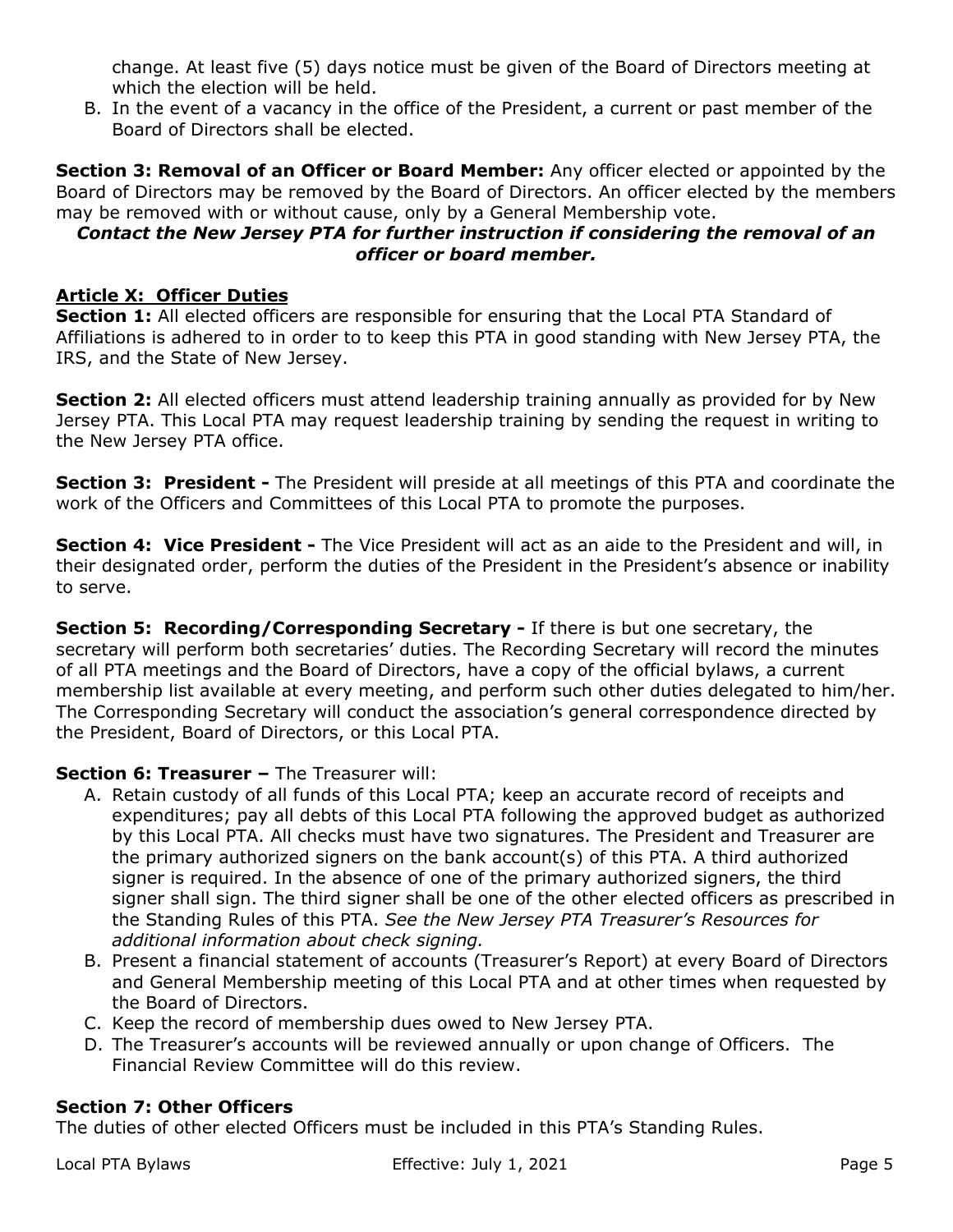change. At least five (5) days notice must be given of the Board of Directors meeting at which the election will be held.

B. In the event of a vacancy in the office of the President, a current or past member of the Board of Directors shall be elected.

**Section 3: Removal of an Officer or Board Member:** Any officer elected or appointed by the Board of Directors may be removed by the Board of Directors. An officer elected by the members may be removed with or without cause, only by a General Membership vote.

***Contact the New Jersey PTA for further instruction if considering the removal of an officer or board member.***

## Article X: Officer Duties

**Section 1:** All elected officers are responsible for ensuring that the Local PTA Standard of Affiliations is adhered to in order to to keep this PTA in good standing with New Jersey PTA, the IRS, and the State of New Jersey.

**Section 2:** All elected officers must attend leadership training annually as provided for by New Jersey PTA. This Local PTA may request leadership training by sending the request in writing to the New Jersey PTA office.

**Section 3: President -** The President will preside at all meetings of this PTA and coordinate the work of the Officers and Committees of this Local PTA to promote the purposes.

**Section 4: Vice President -** The Vice President will act as an aide to the President and will, in their designated order, perform the duties of the President in the President's absence or inability to serve.

**Section 5: Recording/Corresponding Secretary -** If there is but one secretary, the secretary will perform both secretaries' duties. The Recording Secretary will record the minutes of all PTA meetings and the Board of Directors, have a copy of the official bylaws, a current membership list available at every meeting, and perform such other duties delegated to him/her. The Corresponding Secretary will conduct the association's general correspondence directed by the President, Board of Directors, or this Local PTA.

**Section 6: Treasurer –** The Treasurer will:

A. Retain custody of all funds of this Local PTA; keep an accurate record of receipts and expenditures; pay all debts of this Local PTA following the approved budget as authorized by this Local PTA. All checks must have two signatures. The President and Treasurer are the primary authorized signers on the bank account(s) of this PTA. A third authorized signer is required. In the absence of one of the primary authorized signers, the third signer shall sign. The third signer shall be one of the other elected officers as prescribed in the Standing Rules of this PTA. *See the New Jersey PTA Treasurer's Resources for additional information about check signing.*
B. Present a financial statement of accounts (Treasurer's Report) at every Board of Directors and General Membership meeting of this Local PTA and at other times when requested by the Board of Directors.
C. Keep the record of membership dues owed to New Jersey PTA.
D. The Treasurer's accounts will be reviewed annually or upon change of Officers. The Financial Review Committee will do this review.

**Section 7: Other Officers**

The duties of other elected Officers must be included in this PTA's Standing Rules.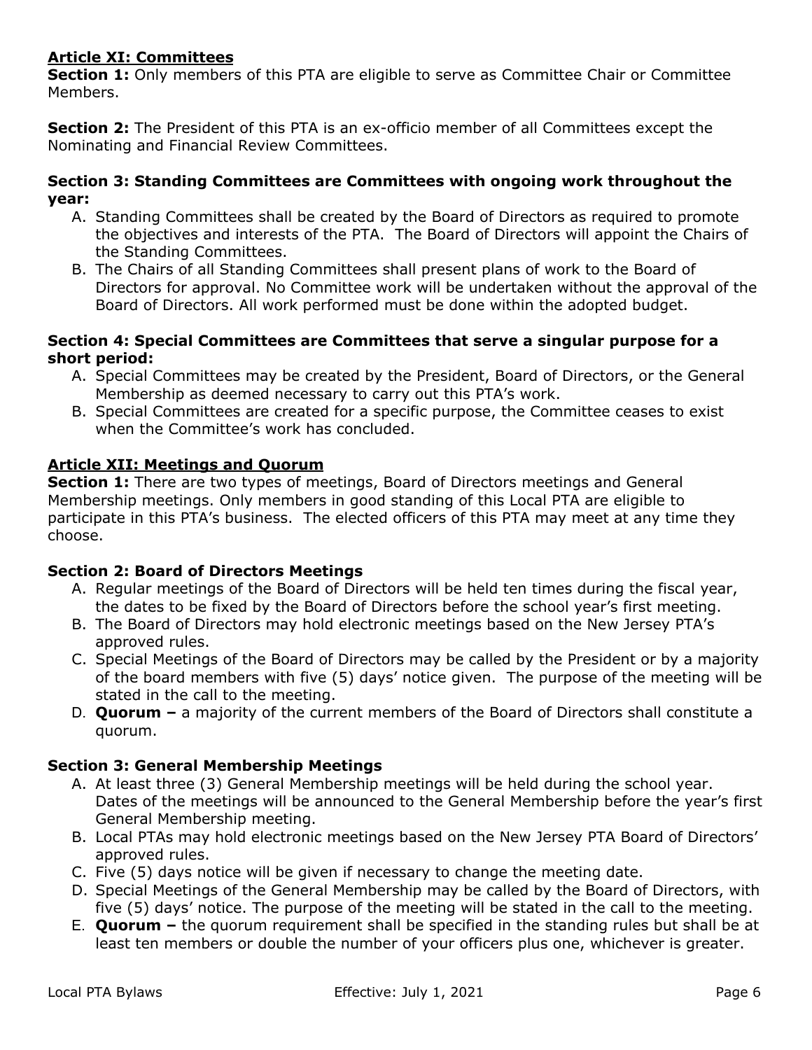## Article XI: Committees

**Section 1:** Only members of this PTA are eligible to serve as Committee Chair or Committee Members.

**Section 2:** The President of this PTA is an ex-officio member of all Committees except the Nominating and Financial Review Committees.

### Section 3: Standing Committees are Committees with ongoing work throughout the year:

A. Standing Committees shall be created by the Board of Directors as required to promote the objectives and interests of the PTA. The Board of Directors will appoint the Chairs of the Standing Committees.
B. The Chairs of all Standing Committees shall present plans of work to the Board of Directors for approval. No Committee work will be undertaken without the approval of the Board of Directors. All work performed must be done within the adopted budget.

### Section 4: Special Committees are Committees that serve a singular purpose for a short period:

A. Special Committees may be created by the President, Board of Directors, or the General Membership as deemed necessary to carry out this PTA's work.
B. Special Committees are created for a specific purpose, the Committee ceases to exist when the Committee's work has concluded.

## Article XII: Meetings and Quorum

**Section 1:** There are two types of meetings, Board of Directors meetings and General Membership meetings. Only members in good standing of this Local PTA are eligible to participate in this PTA's business. The elected officers of this PTA may meet at any time they choose.

### Section 2: Board of Directors Meetings

A. Regular meetings of the Board of Directors will be held ten times during the fiscal year, the dates to be fixed by the Board of Directors before the school year's first meeting.
B. The Board of Directors may hold electronic meetings based on the New Jersey PTA's approved rules.
C. Special Meetings of the Board of Directors may be called by the President or by a majority of the board members with five (5) days' notice given. The purpose of the meeting will be stated in the call to the meeting.
D. **Quorum –** a majority of the current members of the Board of Directors shall constitute a quorum.

### Section 3: General Membership Meetings

A. At least three (3) General Membership meetings will be held during the school year. Dates of the meetings will be announced to the General Membership before the year's first General Membership meeting.
B. Local PTAs may hold electronic meetings based on the New Jersey PTA Board of Directors' approved rules.
C. Five (5) days notice will be given if necessary to change the meeting date.
D. Special Meetings of the General Membership may be called by the Board of Directors, with five (5) days' notice. The purpose of the meeting will be stated in the call to the meeting.
E. **Quorum –** the quorum requirement shall be specified in the standing rules but shall be at least ten members or double the number of your officers plus one, whichever is greater.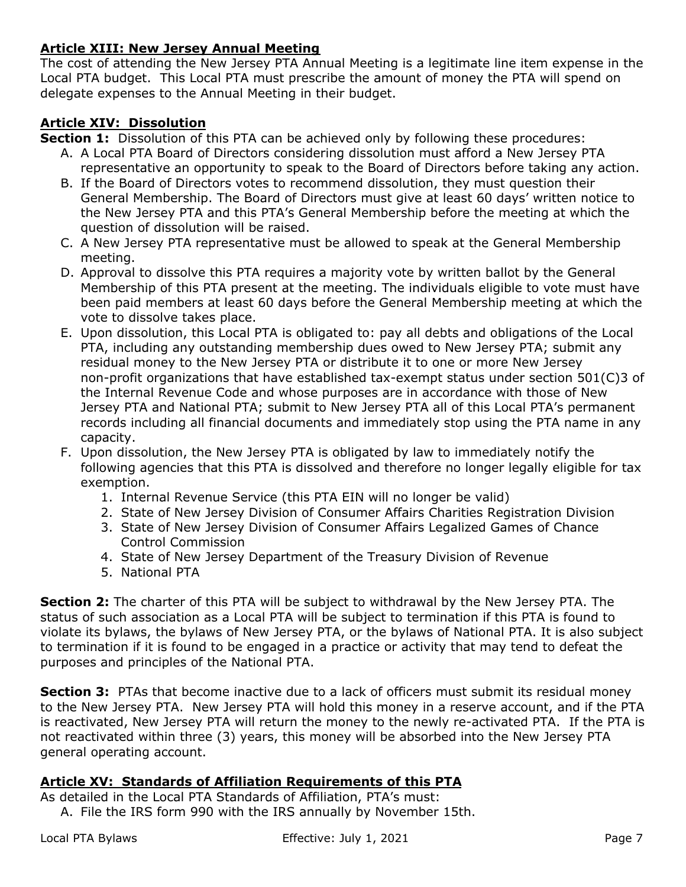## **Article XIII: New Jersey Annual Meeting**

The cost of attending the New Jersey PTA Annual Meeting is a legitimate line item expense in the Local PTA budget. This Local PTA must prescribe the amount of money the PTA will spend on delegate expenses to the Annual Meeting in their budget.

## **Article XIV: Dissolution**

**Section 1:** Dissolution of this PTA can be achieved only by following these procedures:

A. A Local PTA Board of Directors considering dissolution must afford a New Jersey PTA representative an opportunity to speak to the Board of Directors before taking any action.
B. If the Board of Directors votes to recommend dissolution, they must question their General Membership. The Board of Directors must give at least 60 days' written notice to the New Jersey PTA and this PTA's General Membership before the meeting at which the question of dissolution will be raised.
C. A New Jersey PTA representative must be allowed to speak at the General Membership meeting.
D. Approval to dissolve this PTA requires a majority vote by written ballot by the General Membership of this PTA present at the meeting. The individuals eligible to vote must have been paid members at least 60 days before the General Membership meeting at which the vote to dissolve takes place.
E. Upon dissolution, this Local PTA is obligated to: pay all debts and obligations of the Local PTA, including any outstanding membership dues owed to New Jersey PTA; submit any residual money to the New Jersey PTA or distribute it to one or more New Jersey non-profit organizations that have established tax-exempt status under section 501(C)3 of the Internal Revenue Code and whose purposes are in accordance with those of New Jersey PTA and National PTA; submit to New Jersey PTA all of this Local PTA's permanent records including all financial documents and immediately stop using the PTA name in any capacity.
F. Upon dissolution, the New Jersey PTA is obligated by law to immediately notify the following agencies that this PTA is dissolved and therefore no longer legally eligible for tax exemption.
   1. Internal Revenue Service (this PTA EIN will no longer be valid)
   2. State of New Jersey Division of Consumer Affairs Charities Registration Division
   3. State of New Jersey Division of Consumer Affairs Legalized Games of Chance Control Commission
   4. State of New Jersey Department of the Treasury Division of Revenue
   5. National PTA

**Section 2:** The charter of this PTA will be subject to withdrawal by the New Jersey PTA. The status of such association as a Local PTA will be subject to termination if this PTA is found to violate its bylaws, the bylaws of New Jersey PTA, or the bylaws of National PTA. It is also subject to termination if it is found to be engaged in a practice or activity that may tend to defeat the purposes and principles of the National PTA.

**Section 3:** PTAs that become inactive due to a lack of officers must submit its residual money to the New Jersey PTA. New Jersey PTA will hold this money in a reserve account, and if the PTA is reactivated, New Jersey PTA will return the money to the newly re-activated PTA. If the PTA is not reactivated within three (3) years, this money will be absorbed into the New Jersey PTA general operating account.

## **Article XV: Standards of Affiliation Requirements of this PTA**

As detailed in the Local PTA Standards of Affiliation, PTA's must:

A. File the IRS form 990 with the IRS annually by November 15th.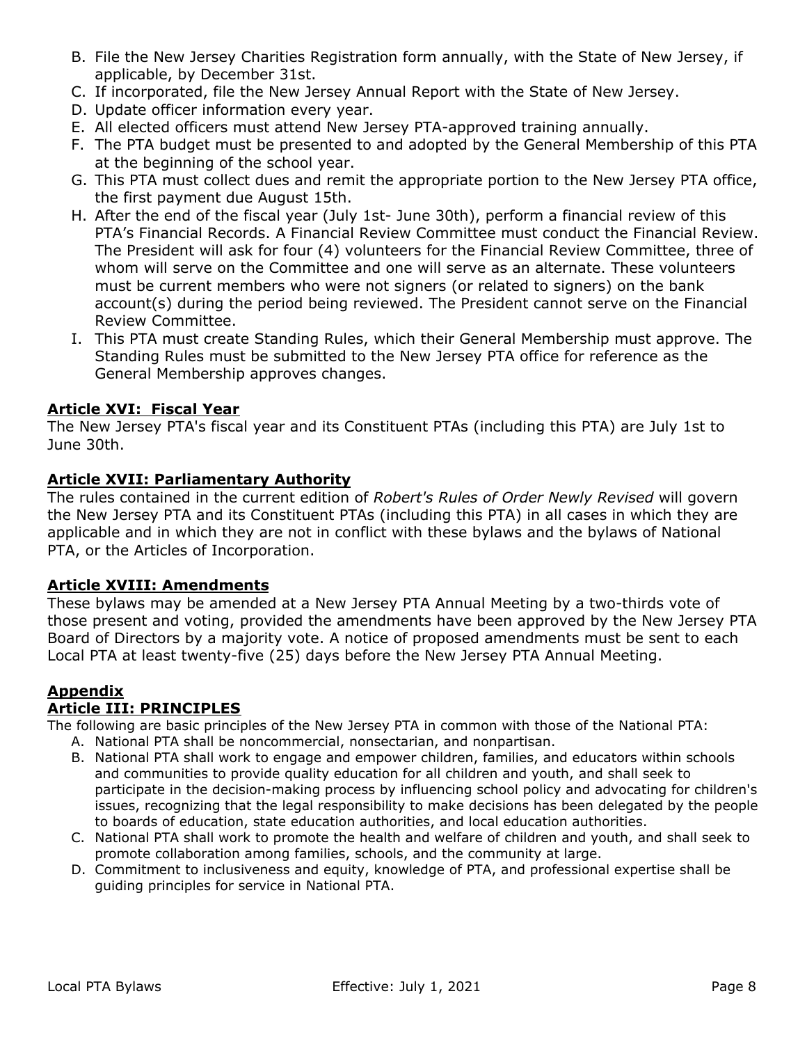B. File the New Jersey Charities Registration form annually, with the State of New Jersey, if applicable, by December 31st.
C. If incorporated, file the New Jersey Annual Report with the State of New Jersey.
D. Update officer information every year.
E. All elected officers must attend New Jersey PTA-approved training annually.
F. The PTA budget must be presented to and adopted by the General Membership of this PTA at the beginning of the school year.
G. This PTA must collect dues and remit the appropriate portion to the New Jersey PTA office, the first payment due August 15th.
H. After the end of the fiscal year (July 1st- June 30th), perform a financial review of this PTA's Financial Records. A Financial Review Committee must conduct the Financial Review. The President will ask for four (4) volunteers for the Financial Review Committee, three of whom will serve on the Committee and one will serve as an alternate. These volunteers must be current members who were not signers (or related to signers) on the bank account(s) during the period being reviewed. The President cannot serve on the Financial Review Committee.
I. This PTA must create Standing Rules, which their General Membership must approve. The Standing Rules must be submitted to the New Jersey PTA office for reference as the General Membership approves changes.

## Article XVI: Fiscal Year

The New Jersey PTA's fiscal year and its Constituent PTAs (including this PTA) are July 1st to June 30th.

## Article XVII: Parliamentary Authority

The rules contained in the current edition of *Robert's Rules of Order Newly Revised* will govern the New Jersey PTA and its Constituent PTAs (including this PTA) in all cases in which they are applicable and in which they are not in conflict with these bylaws and the bylaws of National PTA, or the Articles of Incorporation.

## Article XVIII: Amendments

These bylaws may be amended at a New Jersey PTA Annual Meeting by a two-thirds vote of those present and voting, provided the amendments have been approved by the New Jersey PTA Board of Directors by a majority vote. A notice of proposed amendments must be sent to each Local PTA at least twenty-five (25) days before the New Jersey PTA Annual Meeting.

## Appendix

## Article III: PRINCIPLES

The following are basic principles of the New Jersey PTA in common with those of the National PTA:

A. National PTA shall be noncommercial, nonsectarian, and nonpartisan.
B. National PTA shall work to engage and empower children, families, and educators within schools and communities to provide quality education for all children and youth, and shall seek to participate in the decision-making process by influencing school policy and advocating for children's issues, recognizing that the legal responsibility to make decisions has been delegated by the people to boards of education, state education authorities, and local education authorities.
C. National PTA shall work to promote the health and welfare of children and youth, and shall seek to promote collaboration among families, schools, and the community at large.
D. Commitment to inclusiveness and equity, knowledge of PTA, and professional expertise shall be guiding principles for service in National PTA.